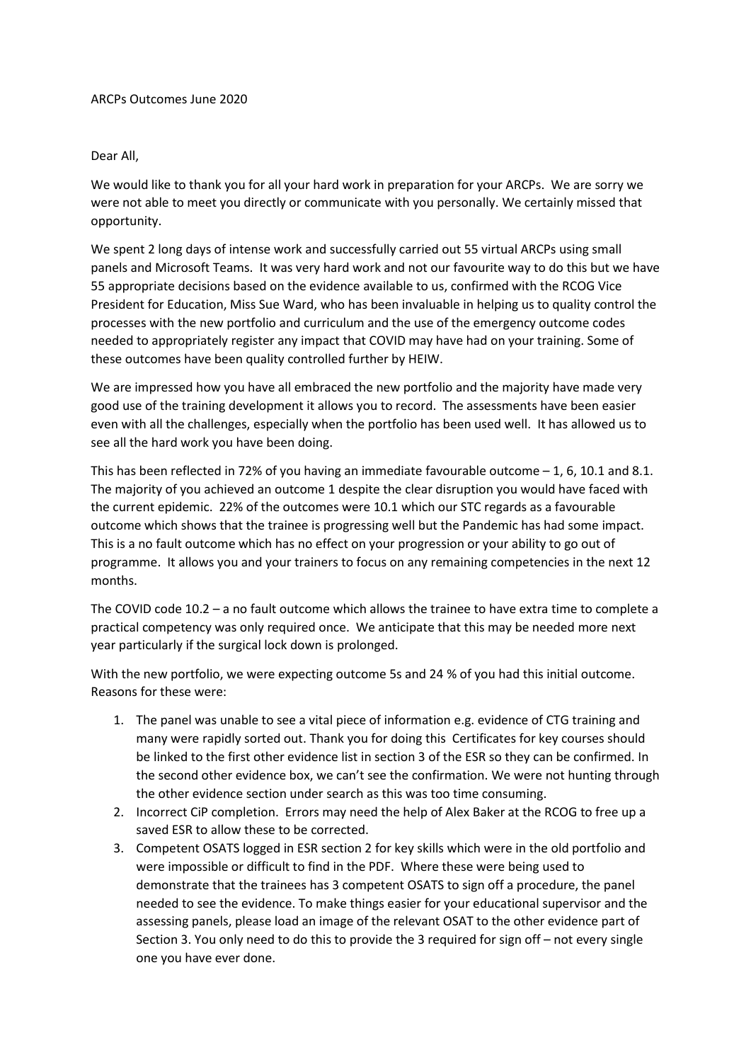ARCPs Outcomes June 2020

Dear All,

We would like to thank you for all your hard work in preparation for your ARCPs. We are sorry we were not able to meet you directly or communicate with you personally. We certainly missed that opportunity.

We spent 2 long days of intense work and successfully carried out 55 virtual ARCPs using small panels and Microsoft Teams. It was very hard work and not our favourite way to do this but we have 55 appropriate decisions based on the evidence available to us, confirmed with the RCOG Vice President for Education, Miss Sue Ward, who has been invaluable in helping us to quality control the processes with the new portfolio and curriculum and the use of the emergency outcome codes needed to appropriately register any impact that COVID may have had on your training. Some of these outcomes have been quality controlled further by HEIW.

We are impressed how you have all embraced the new portfolio and the majority have made very good use of the training development it allows you to record. The assessments have been easier even with all the challenges, especially when the portfolio has been used well. It has allowed us to see all the hard work you have been doing.

This has been reflected in 72% of you having an immediate favourable outcome – 1, 6, 10.1 and 8.1. The majority of you achieved an outcome 1 despite the clear disruption you would have faced with the current epidemic. 22% of the outcomes were 10.1 which our STC regards as a favourable outcome which shows that the trainee is progressing well but the Pandemic has had some impact. This is a no fault outcome which has no effect on your progression or your ability to go out of programme. It allows you and your trainers to focus on any remaining competencies in the next 12 months.

The COVID code 10.2 – a no fault outcome which allows the trainee to have extra time to complete a practical competency was only required once. We anticipate that this may be needed more next year particularly if the surgical lock down is prolonged.

With the new portfolio, we were expecting outcome 5s and 24 % of you had this initial outcome. Reasons for these were:

1. The panel was unable to see a vital piece of information e.g. evidence of CTG training and many were rapidly sorted out. Thank you for doing this Certificates for key courses should be linked to the first other evidence list in section 3 of the ESR so they can be confirmed. In the second other evidence box, we can't see the confirmation. We were not hunting through the other evidence section under search as this was too time consuming.
2. Incorrect CiP completion. Errors may need the help of Alex Baker at the RCOG to free up a saved ESR to allow these to be corrected.
3. Competent OSATS logged in ESR section 2 for key skills which were in the old portfolio and were impossible or difficult to find in the PDF. Where these were being used to demonstrate that the trainees has 3 competent OSATS to sign off a procedure, the panel needed to see the evidence. To make things easier for your educational supervisor and the assessing panels, please load an image of the relevant OSAT to the other evidence part of Section 3. You only need to do this to provide the 3 required for sign off – not every single one you have ever done.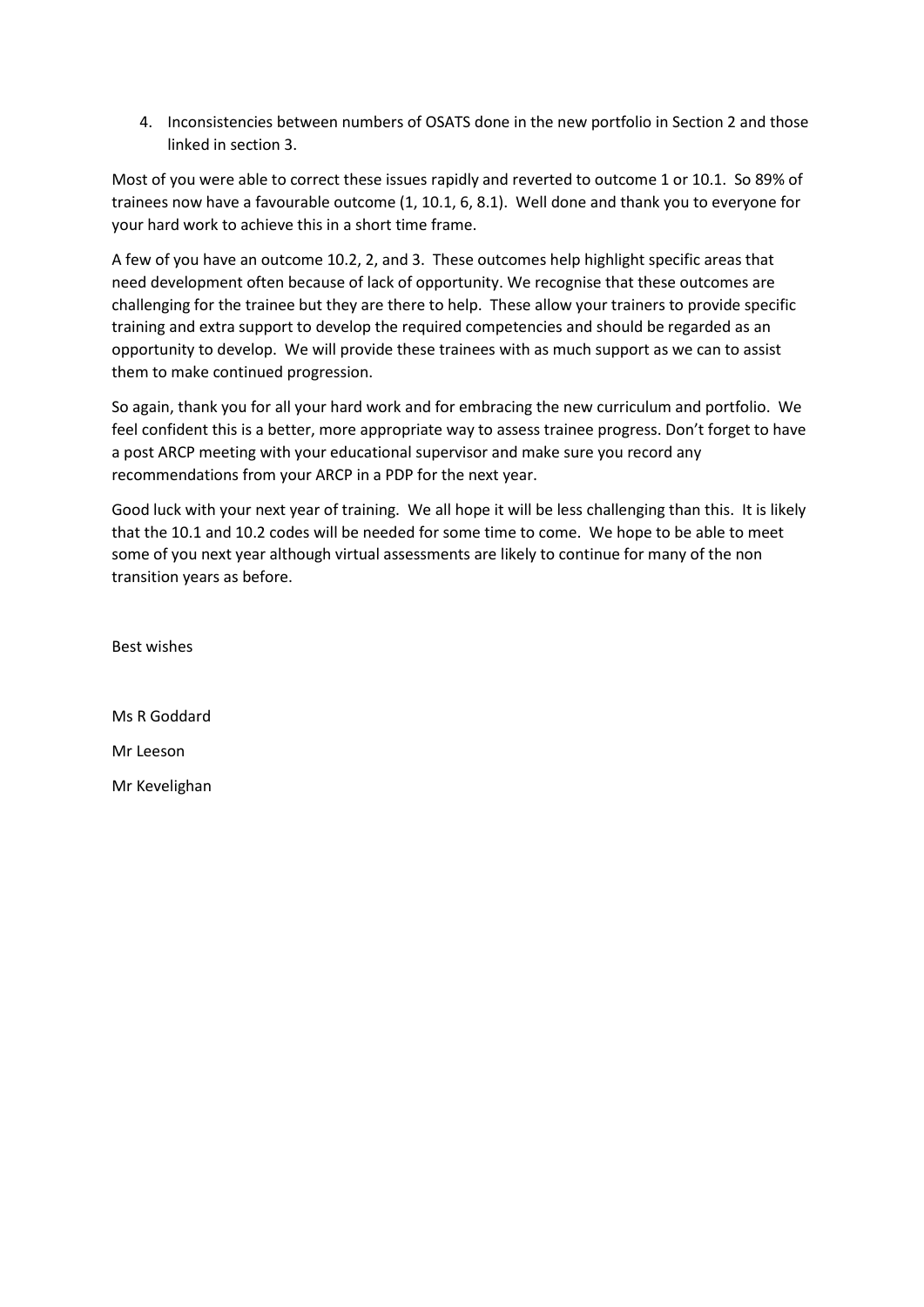4. Inconsistencies between numbers of OSATS done in the new portfolio in Section 2 and those linked in section 3.

Most of you were able to correct these issues rapidly and reverted to outcome 1 or 10.1. So 89% of trainees now have a favourable outcome (1, 10.1, 6, 8.1). Well done and thank you to everyone for your hard work to achieve this in a short time frame.

A few of you have an outcome 10.2, 2, and 3. These outcomes help highlight specific areas that need development often because of lack of opportunity. We recognise that these outcomes are challenging for the trainee but they are there to help. These allow your trainers to provide specific training and extra support to develop the required competencies and should be regarded as an opportunity to develop. We will provide these trainees with as much support as we can to assist them to make continued progression.

So again, thank you for all your hard work and for embracing the new curriculum and portfolio. We feel confident this is a better, more appropriate way to assess trainee progress. Don't forget to have a post ARCP meeting with your educational supervisor and make sure you record any recommendations from your ARCP in a PDP for the next year.

Good luck with your next year of training. We all hope it will be less challenging than this. It is likely that the 10.1 and 10.2 codes will be needed for some time to come. We hope to be able to meet some of you next year although virtual assessments are likely to continue for many of the non transition years as before.

Best wishes

Ms R Goddard

Mr Leeson

Mr Kevelighan